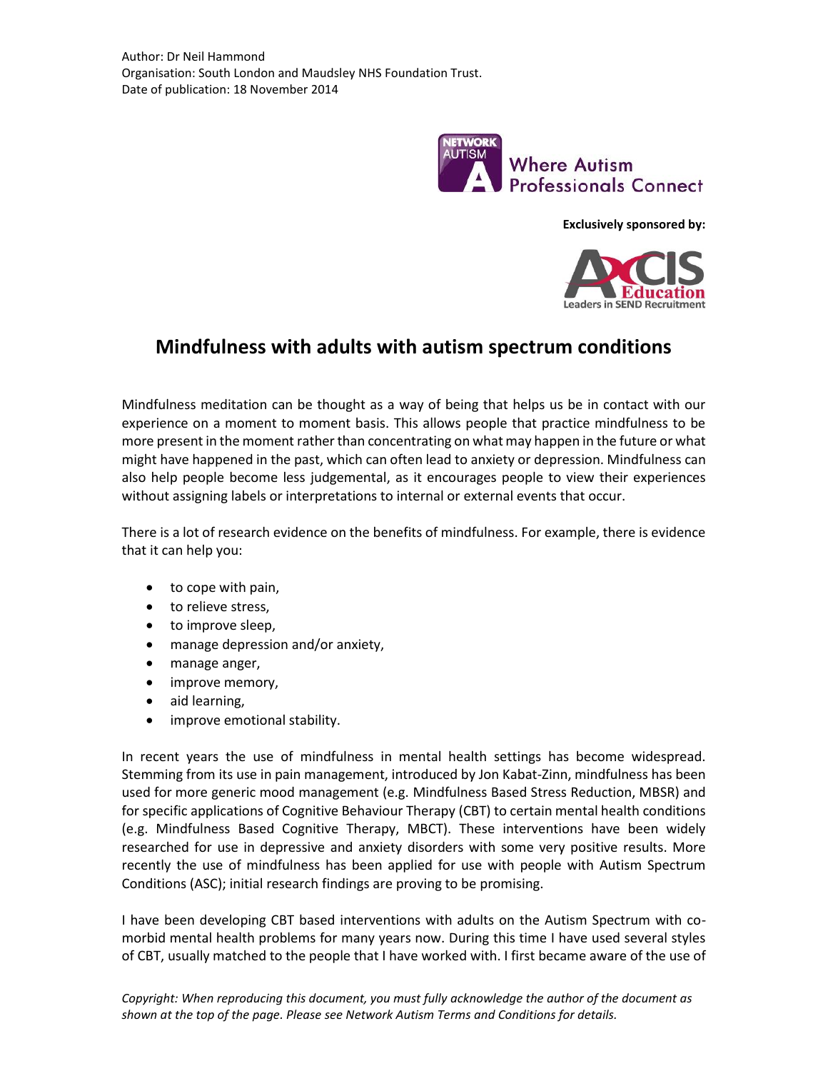Author: Dr Neil Hammond
Organisation: South London and Maudsley NHS Foundation Trust.
Date of publication: 18 November 2014

Where Autism Professionals Connect

**Exclusively sponsored by:**

# Mindfulness with adults with autism spectrum conditions

Mindfulness meditation can be thought as a way of being that helps us be in contact with our experience on a moment to moment basis. This allows people that practice mindfulness to be more present in the moment rather than concentrating on what may happen in the future or what might have happened in the past, which can often lead to anxiety or depression. Mindfulness can also help people become less judgemental, as it encourages people to view their experiences without assigning labels or interpretations to internal or external events that occur.

There is a lot of research evidence on the benefits of mindfulness. For example, there is evidence that it can help you:

- to cope with pain,
- to relieve stress,
- to improve sleep,
- manage depression and/or anxiety,
- manage anger,
- improve memory,
- aid learning,
- improve emotional stability.

In recent years the use of mindfulness in mental health settings has become widespread. Stemming from its use in pain management, introduced by Jon Kabat-Zinn, mindfulness has been used for more generic mood management (e.g. Mindfulness Based Stress Reduction, MBSR) and for specific applications of Cognitive Behaviour Therapy (CBT) to certain mental health conditions (e.g. Mindfulness Based Cognitive Therapy, MBCT). These interventions have been widely researched for use in depressive and anxiety disorders with some very positive results. More recently the use of mindfulness has been applied for use with people with Autism Spectrum Conditions (ASC); initial research findings are proving to be promising.

I have been developing CBT based interventions with adults on the Autism Spectrum with co-morbid mental health problems for many years now. During this time I have used several styles of CBT, usually matched to the people that I have worked with. I first became aware of the use of

*Copyright: When reproducing this document, you must fully acknowledge the author of the document as shown at the top of the page. Please see Network Autism Terms and Conditions for details.*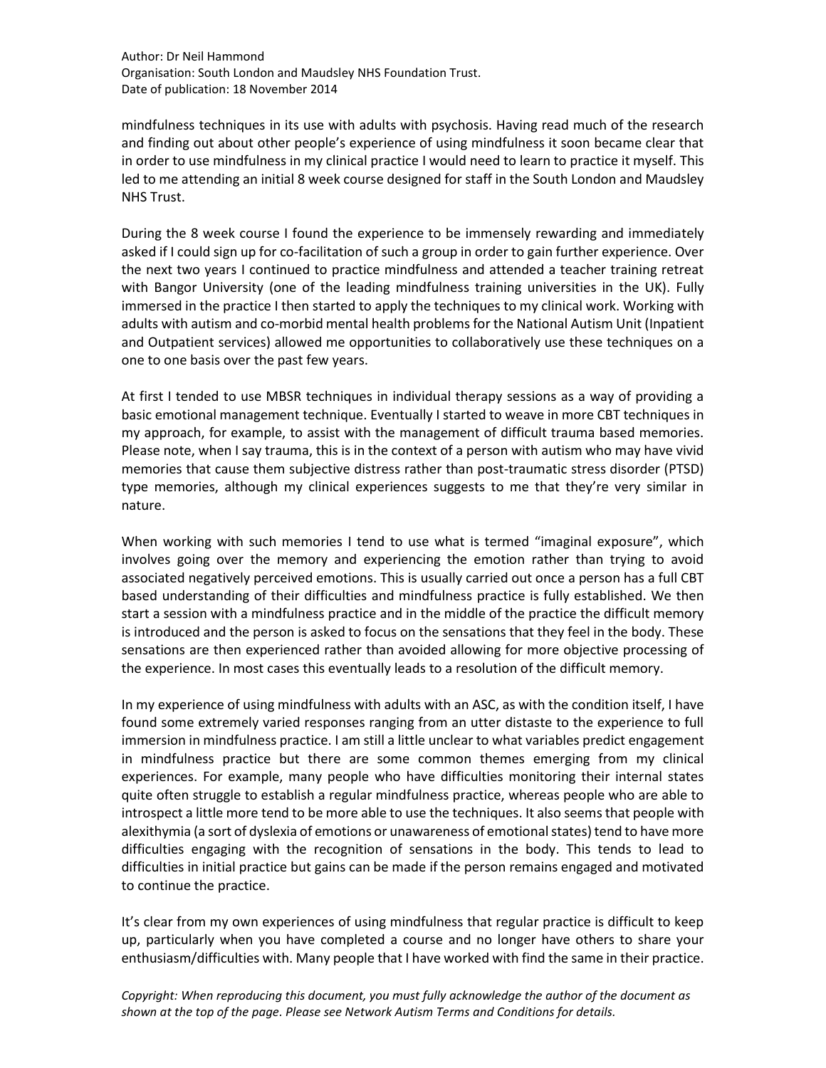mindfulness techniques in its use with adults with psychosis. Having read much of the research and finding out about other people's experience of using mindfulness it soon became clear that in order to use mindfulness in my clinical practice I would need to learn to practice it myself. This led to me attending an initial 8 week course designed for staff in the South London and Maudsley NHS Trust.

During the 8 week course I found the experience to be immensely rewarding and immediately asked if I could sign up for co-facilitation of such a group in order to gain further experience. Over the next two years I continued to practice mindfulness and attended a teacher training retreat with Bangor University (one of the leading mindfulness training universities in the UK). Fully immersed in the practice I then started to apply the techniques to my clinical work. Working with adults with autism and co-morbid mental health problems for the National Autism Unit (Inpatient and Outpatient services) allowed me opportunities to collaboratively use these techniques on a one to one basis over the past few years.

At first I tended to use MBSR techniques in individual therapy sessions as a way of providing a basic emotional management technique. Eventually I started to weave in more CBT techniques in my approach, for example, to assist with the management of difficult trauma based memories. Please note, when I say trauma, this is in the context of a person with autism who may have vivid memories that cause them subjective distress rather than post-traumatic stress disorder (PTSD) type memories, although my clinical experiences suggests to me that they're very similar in nature.

When working with such memories I tend to use what is termed "imaginal exposure", which involves going over the memory and experiencing the emotion rather than trying to avoid associated negatively perceived emotions. This is usually carried out once a person has a full CBT based understanding of their difficulties and mindfulness practice is fully established. We then start a session with a mindfulness practice and in the middle of the practice the difficult memory is introduced and the person is asked to focus on the sensations that they feel in the body. These sensations are then experienced rather than avoided allowing for more objective processing of the experience. In most cases this eventually leads to a resolution of the difficult memory.

In my experience of using mindfulness with adults with an ASC, as with the condition itself, I have found some extremely varied responses ranging from an utter distaste to the experience to full immersion in mindfulness practice. I am still a little unclear to what variables predict engagement in mindfulness practice but there are some common themes emerging from my clinical experiences. For example, many people who have difficulties monitoring their internal states quite often struggle to establish a regular mindfulness practice, whereas people who are able to introspect a little more tend to be more able to use the techniques. It also seems that people with alexithymia (a sort of dyslexia of emotions or unawareness of emotional states) tend to have more difficulties engaging with the recognition of sensations in the body. This tends to lead to difficulties in initial practice but gains can be made if the person remains engaged and motivated to continue the practice.

It's clear from my own experiences of using mindfulness that regular practice is difficult to keep up, particularly when you have completed a course and no longer have others to share your enthusiasm/difficulties with. Many people that I have worked with find the same in their practice.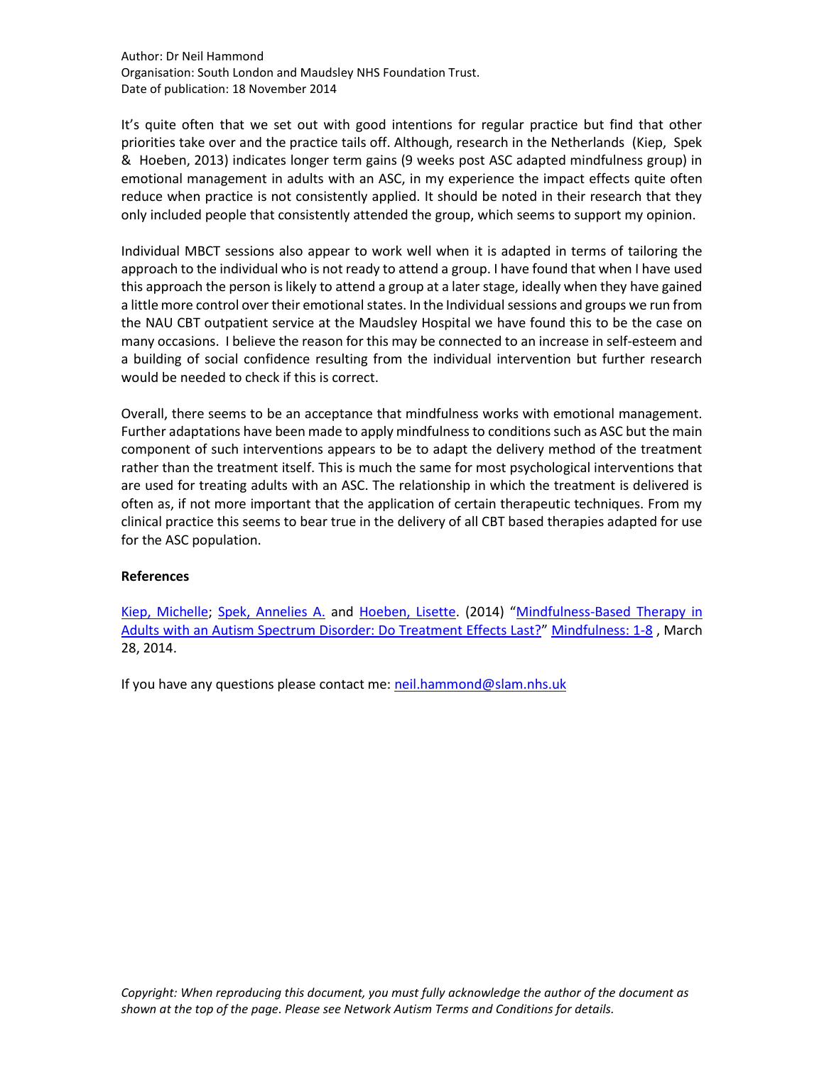Author: Dr Neil Hammond
Organisation: South London and Maudsley NHS Foundation Trust.
Date of publication: 18 November 2014

It's quite often that we set out with good intentions for regular practice but find that other priorities take over and the practice tails off. Although, research in the Netherlands (Kiep, Spek & Hoeben, 2013) indicates longer term gains (9 weeks post ASC adapted mindfulness group) in emotional management in adults with an ASC, in my experience the impact effects quite often reduce when practice is not consistently applied. It should be noted in their research that they only included people that consistently attended the group, which seems to support my opinion.

Individual MBCT sessions also appear to work well when it is adapted in terms of tailoring the approach to the individual who is not ready to attend a group. I have found that when I have used this approach the person is likely to attend a group at a later stage, ideally when they have gained a little more control over their emotional states. In the Individual sessions and groups we run from the NAU CBT outpatient service at the Maudsley Hospital we have found this to be the case on many occasions. I believe the reason for this may be connected to an increase in self-esteem and a building of social confidence resulting from the individual intervention but further research would be needed to check if this is correct.

Overall, there seems to be an acceptance that mindfulness works with emotional management. Further adaptations have been made to apply mindfulness to conditions such as ASC but the main component of such interventions appears to be to adapt the delivery method of the treatment rather than the treatment itself. This is much the same for most psychological interventions that are used for treating adults with an ASC. The relationship in which the treatment is delivered is often as, if not more important that the application of certain therapeutic techniques. From my clinical practice this seems to bear true in the delivery of all CBT based therapies adapted for use for the ASC population.

**References**

Kiep, Michelle; Spek, Annelies A. and Hoeben, Lisette. (2014) "Mindfulness-Based Therapy in Adults with an Autism Spectrum Disorder: Do Treatment Effects Last?" Mindfulness: 1-8 , March 28, 2014.

If you have any questions please contact me: neil.hammond@slam.nhs.uk

*Copyright: When reproducing this document, you must fully acknowledge the author of the document as shown at the top of the page. Please see Network Autism Terms and Conditions for details.*